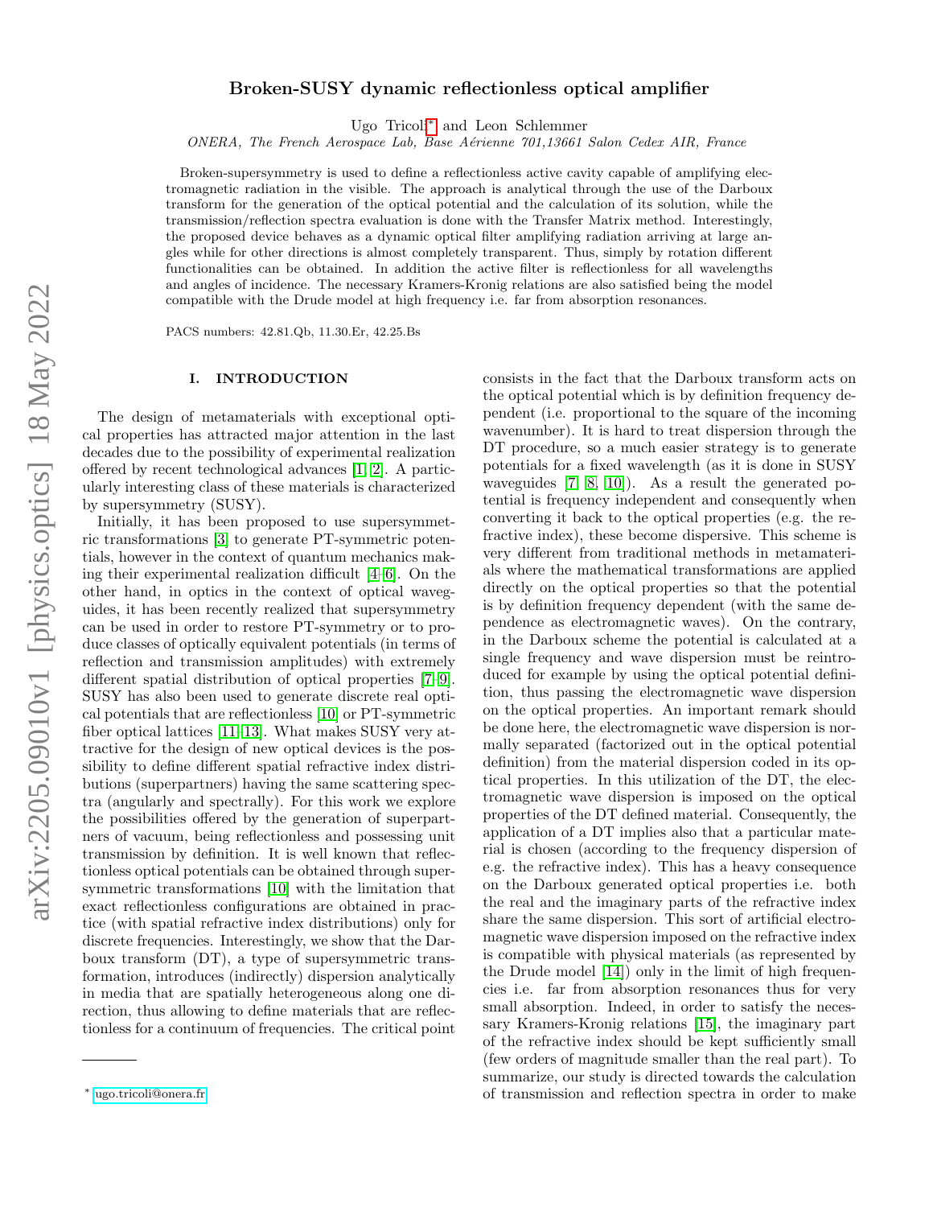# Broken-SUSY dynamic reflectionless optical amplifier

Ugo Tricoli* and Leon Schlemmer

*ONERA, The French Aerospace Lab, Base Aérienne 701,13661 Salon Cedex AIR, France*

Broken-supersymmetry is used to define a reflectionless active cavity capable of amplifying electromagnetic radiation in the visible. The approach is analytical through the use of the Darboux transform for the generation of the optical potential and the calculation of its solution, while the transmission/reflection spectra evaluation is done with the Transfer Matrix method. Interestingly, the proposed device behaves as a dynamic optical filter amplifying radiation arriving at large angles while for other directions is almost completely transparent. Thus, simply by rotation different functionalities can be obtained. In addition the active filter is reflectionless for all wavelengths and angles of incidence. The necessary Kramers-Kronig relations are also satisfied being the model compatible with the Drude model at high frequency i.e. far from absorption resonances.

PACS numbers: 42.81.Qb, 11.30.Er, 42.25.Bs

## I. INTRODUCTION

The design of metamaterials with exceptional optical properties has attracted major attention in the last decades due to the possibility of experimental realization offered by recent technological advances [1, 2]. A particularly interesting class of these materials is characterized by supersymmetry (SUSY).

Initially, it has been proposed to use supersymmetric transformations [3] to generate PT-symmetric potentials, however in the context of quantum mechanics making their experimental realization difficult [4–6]. On the other hand, in optics in the context of optical waveguides, it has been recently realized that supersymmetry can be used in order to restore PT-symmetry or to produce classes of optically equivalent potentials (in terms of reflection and transmission amplitudes) with extremely different spatial distribution of optical properties [7–9]. SUSY has also been used to generate discrete real optical potentials that are reflectionless [10] or PT-symmetric fiber optical lattices [11–13]. What makes SUSY very attractive for the design of new optical devices is the possibility to define different spatial refractive index distributions (superpartners) having the same scattering spectra (angularly and spectrally). For this work we explore the possibilities offered by the generation of superpartners of vacuum, being reflectionless and possessing unit transmission by definition. It is well known that reflectionless optical potentials can be obtained through supersymmetric transformations [10] with the limitation that exact reflectionless configurations are obtained in practice (with spatial refractive index distributions) only for discrete frequencies. Interestingly, we show that the Darboux transform (DT), a type of supersymmetric transformation, introduces (indirectly) dispersion analytically in media that are spatially heterogeneous along one direction, thus allowing to define materials that are reflectionless for a continuum of frequencies. The critical point consists in the fact that the Darboux transform acts on the optical potential which is by definition frequency dependent (i.e. proportional to the square of the incoming wavenumber). It is hard to treat dispersion through the DT procedure, so a much easier strategy is to generate potentials for a fixed wavelength (as it is done in SUSY waveguides [7, 8, 10]). As a result the generated potential is frequency independent and consequently when converting it back to the optical properties (e.g. the refractive index), these become dispersive. This scheme is very different from traditional methods in metamaterials where the mathematical transformations are applied directly on the optical properties so that the potential is by definition frequency dependent (with the same dependence as electromagnetic waves). On the contrary, in the Darboux scheme the potential is calculated at a single frequency and wave dispersion must be reintroduced for example by using the optical potential definition, thus passing the electromagnetic wave dispersion on the optical properties. An important remark should be done here, the electromagnetic wave dispersion is normally separated (factorized out in the optical potential definition) from the material dispersion coded in its optical properties. In this utilization of the DT, the electromagnetic wave dispersion is imposed on the optical properties of the DT defined material. Consequently, the application of a DT implies also that a particular material is chosen (according to the frequency dispersion of e.g. the refractive index). This has a heavy consequence on the Darboux generated optical properties i.e. both the real and the imaginary parts of the refractive index share the same dispersion. This sort of artificial electromagnetic wave dispersion imposed on the refractive index is compatible with physical materials (as represented by the Drude model [14]) only in the limit of high frequencies i.e. far from absorption resonances thus for very small absorption. Indeed, in order to satisfy the necessary Kramers-Kronig relations [15], the imaginary part of the refractive index should be kept sufficiently small (few orders of magnitude smaller than the real part). To summarize, our study is directed towards the calculation of transmission and reflection spectra in order to make

* ugo.tricoli@onera.fr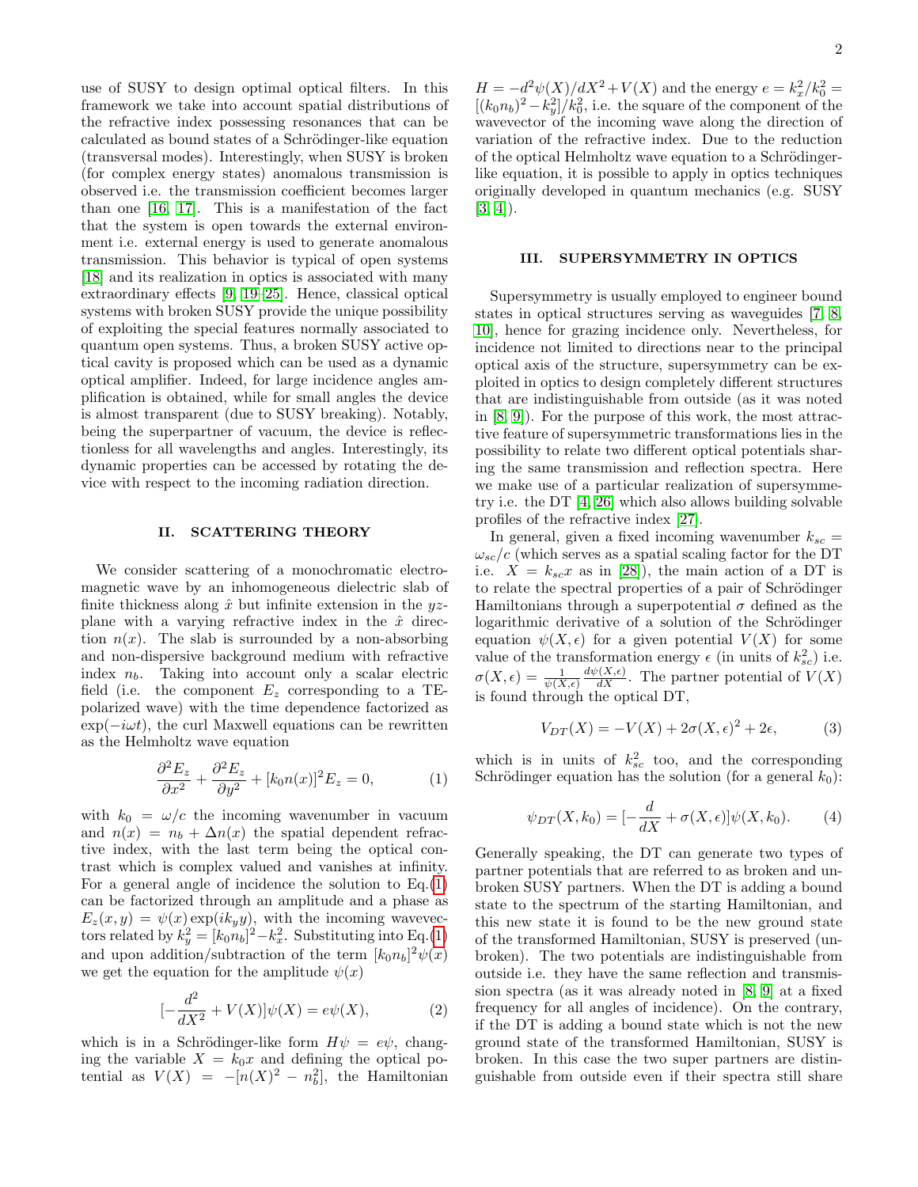use of SUSY to design optimal optical filters. In this framework we take into account spatial distributions of the refractive index possessing resonances that can be calculated as bound states of a Schrödinger-like equation (transversal modes). Interestingly, when SUSY is broken (for complex energy states) anomalous transmission is observed i.e. the transmission coefficient becomes larger than one [16, 17]. This is a manifestation of the fact that the system is open towards the external environment i.e. external energy is used to generate anomalous transmission. This behavior is typical of open systems [18] and its realization in optics is associated with many extraordinary effects [9, 19–25]. Hence, classical optical systems with broken SUSY provide the unique possibility of exploiting the special features normally associated to quantum open systems. Thus, a broken SUSY active optical cavity is proposed which can be used as a dynamic optical amplifier. Indeed, for large incidence angles amplification is obtained, while for small angles the device is almost transparent (due to SUSY breaking). Notably, being the superpartner of vacuum, the device is reflectionless for all wavelengths and angles. Interestingly, its dynamic properties can be accessed by rotating the device with respect to the incoming radiation direction.

## II. SCATTERING THEORY

We consider scattering of a monochromatic electromagnetic wave by an inhomogeneous dielectric slab of finite thickness along $\hat{x}$ but infinite extension in the $yz$-plane with a varying refractive index in the $\hat{x}$ direction $n(x)$. The slab is surrounded by a non-absorbing and non-dispersive background medium with refractive index $n_b$. Taking into account only a scalar electric field (i.e. the component $E_z$ corresponding to a TE-polarized wave) with the time dependence factorized as $\exp(-i\omega t)$, the curl Maxwell equations can be rewritten as the Helmholtz wave equation

$$\frac{\partial^2 E_z}{\partial x^2} + \frac{\partial^2 E_z}{\partial y^2} + [k_0 n(x)]^2 E_z = 0, \tag{1}$$

with $k_0 = \omega/c$ the incoming wavenumber in vacuum and $n(x) = n_b + \Delta n(x)$ the spatial dependent refractive index, with the last term being the optical contrast which is complex valued and vanishes at infinity. For a general angle of incidence the solution to Eq.(1) can be factorized through an amplitude and a phase as $E_z(x, y) = \psi(x)\exp(ik_y y)$, with the incoming wavevectors related by $k_y^2 = [k_0 n_b]^2 - k_x^2$. Substituting into Eq.(1) and upon addition/subtraction of the term $[k_0 n_b]^2\psi(x)$ we get the equation for the amplitude $\psi(x)$

$$[-\frac{d^2}{dX^2} + V(X)]\psi(X) = e\psi(X), \tag{2}$$

which is in a Schrödinger-like form $H\psi = e\psi$, changing the variable $X = k_0 x$ and defining the optical potential as $V(X) = -[n(X)^2 - n_b^2]$, the Hamiltonian $H = -d^2\psi(X)/dX^2 + V(X)$ and the energy $e = k_x^2/k_0^2 = [(k_0 n_b)^2 - k_y^2]/k_0^2$, i.e. the square of the component of the wavevector of the incoming wave along the direction of variation of the refractive index. Due to the reduction of the optical Helmholtz wave equation to a Schrödinger-like equation, it is possible to apply in optics techniques originally developed in quantum mechanics (e.g. SUSY [3, 4]).

## III. SUPERSYMMETRY IN OPTICS

Supersymmetry is usually employed to engineer bound states in optical structures serving as waveguides [7, 8, 10], hence for grazing incidence only. Nevertheless, for incidence not limited to directions near to the principal optical axis of the structure, supersymmetry can be exploited in optics to design completely different structures that are indistinguishable from outside (as it was noted in [8, 9]). For the purpose of this work, the most attractive feature of supersymmetric transformations lies in the possibility to relate two different optical potentials sharing the same transmission and reflection spectra. Here we make use of a particular realization of supersymmetry i.e. the DT [4, 26] which also allows building solvable profiles of the refractive index [27].

In general, given a fixed incoming wavenumber $k_{sc} = \omega_{sc}/c$ (which serves as a spatial scaling factor for the DT i.e. $X = k_{sc}x$ as in [28]), the main action of a DT is to relate the spectral properties of a pair of Schrödinger Hamiltonians through a superpotential $\sigma$ defined as the logarithmic derivative of a solution of the Schrödinger equation $\psi(X, \epsilon)$ for a given potential $V(X)$ for some value of the transformation energy $\epsilon$ (in units of $k_{sc}^2$) i.e. $\sigma(X, \epsilon) = \frac{1}{\psi(X,\epsilon)}\frac{d\psi(X,\epsilon)}{dX}$. The partner potential of $V(X)$ is found through the optical DT,

$$V_{DT}(X) = -V(X) + 2\sigma(X, \epsilon)^2 + 2\epsilon, \tag{3}$$

which is in units of $k_{sc}^2$ too, and the corresponding Schrödinger equation has the solution (for a general $k_0$):

$$\psi_{DT}(X, k_0) = [-\frac{d}{dX} + \sigma(X, \epsilon)]\psi(X, k_0). \tag{4}$$

Generally speaking, the DT can generate two types of partner potentials that are referred to as broken and unbroken SUSY partners. When the DT is adding a bound state to the spectrum of the starting Hamiltonian, and this new state it is found to be the new ground state of the transformed Hamiltonian, SUSY is preserved (unbroken). The two potentials are indistinguishable from outside i.e. they have the same reflection and transmission spectra (as it was already noted in [8, 9] at a fixed frequency for all angles of incidence). On the contrary, if the DT is adding a bound state which is not the new ground state of the transformed Hamiltonian, SUSY is broken. In this case the two super partners are distinguishable from outside even if their spectra still share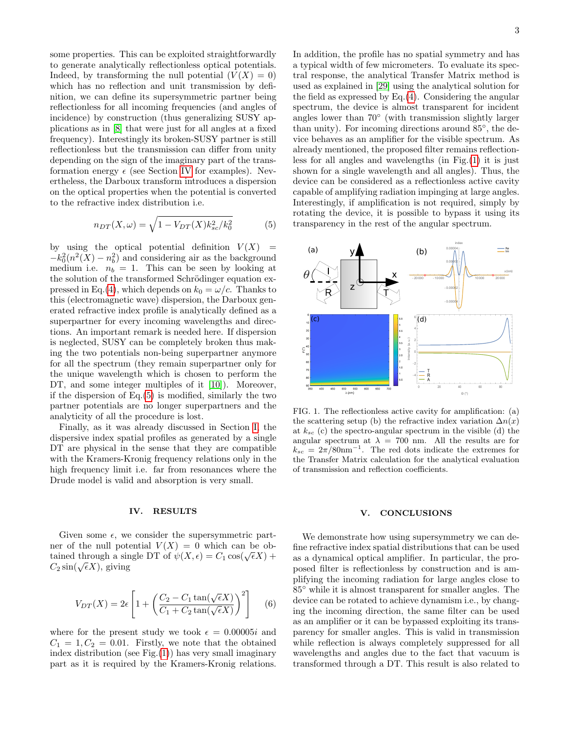some properties. This can be exploited straightforwardly to generate analytically reflectionless optical potentials. Indeed, by transforming the null potential ($V(X) = 0$) which has no reflection and unit transmission by definition, we can define its supersymmetric partner being reflectionless for all incoming frequencies (and angles of incidence) by construction (thus generalizing SUSY applications as in [8] that were just for all angles at a fixed frequency). Interestingly its broken-SUSY partner is still reflectionless but the transmission can differ from unity depending on the sign of the imaginary part of the transformation energy $\epsilon$ (see Section IV for examples). Nevertheless, the Darboux transform introduces a dispersion on the optical properties when the potential is converted to the refractive index distribution i.e.

$$n_{DT}(X,\omega) = \sqrt{1 - V_{DT}(X)k_{sc}^2/k_0^2} \tag{5}$$

by using the optical potential definition $V(X) = -k_0^2(n^2(X) - n_b^2)$ and considering air as the background medium i.e. $n_b = 1$. This can be seen by looking at the solution of the transformed Schrödinger equation expressed in Eq.(4), which depends on $k_0 = \omega/c$. Thanks to this (electromagnetic wave) dispersion, the Darboux generated refractive index profile is analytically defined as a superpartner for every incoming wavelengths and directions. An important remark is needed here. If dispersion is neglected, SUSY can be completely broken thus making the two potentials non-being superpartner anymore for all the spectrum (they remain superpartner only for the unique wavelength which is chosen to perform the DT, and some integer multiples of it [10]). Moreover, if the dispersion of Eq.(5) is modified, similarly the two partner potentials are no longer superpartners and the analyticity of all the procedure is lost.

Finally, as it was already discussed in Section I, the dispersive index spatial profiles as generated by a single DT are physical in the sense that they are compatible with the Kramers-Kronig frequency relations only in the high frequency limit i.e. far from resonances where the Drude model is valid and absorption is very small.

## IV. RESULTS

Given some $\epsilon$, we consider the supersymmetric partner of the null potential $V(X) = 0$ which can be obtained through a single DT of $\psi(X,\epsilon) = C_1\cos(\sqrt{\epsilon}X) + C_2\sin(\sqrt{\epsilon}X)$, giving

$$V_{DT}(X) = 2\epsilon\left[1 + \left(\frac{C_2 - C_1\tan(\sqrt{\epsilon}X)}{C_1 + C_2\tan(\sqrt{\epsilon}X)}\right)^2\right] \tag{6}$$

where for the present study we took $\epsilon = 0.00005i$ and $C_1 = 1, C_2 = 0.01$. Firstly, we note that the obtained index distribution (see Fig.(1)) has very small imaginary part as it is required by the Kramers-Kronig relations. In addition, the profile has no spatial symmetry and has a typical width of few micrometers. To evaluate its spectral response, the analytical Transfer Matrix method is used as explained in [29] using the analytical solution for the field as expressed by Eq.(4). Considering the angular spectrum, the device is almost transparent for incident angles lower than 70° (with transmission slightly larger than unity). For incoming directions around 85°, the device behaves as an amplifier for the visible spectrum. As already mentioned, the proposed filter remains reflectionless for all angles and wavelengths (in Fig.(1) it is just shown for a single wavelength and all angles). Thus, the device can be considered as a reflectionless active cavity capable of amplifying radiation impinging at large angles. Interestingly, if amplification is not required, simply by rotating the device, it is possible to bypass it using its transparency in the rest of the angular spectrum.

FIG. 1. The reflectionless active cavity for amplification: (a) the scattering setup (b) the refractive index variation $\Delta n(x)$ at $k_{sc}$ (c) the spectro-angular spectrum in the visible (d) the angular spectrum at $\lambda = 700$ nm. All the results are for $k_{sc} = 2\pi/80\text{nm}^{-1}$. The red dots indicate the extremes for the Transfer Matrix calculation for the analytical evaluation of transmission and reflection coefficients.

## V. CONCLUSIONS

We demonstrate how using supersymmetry we can define refractive index spatial distributions that can be used as a dynamical optical amplifier. In particular, the proposed filter is reflectionless by construction and is amplifying the incoming radiation for large angles close to 85° while it is almost transparent for smaller angles. The device can be rotated to achieve dynamism i.e., by changing the incoming direction, the same filter can be used as an amplifier or it can be bypassed exploiting its transparency for smaller angles. This is valid in transmission while reflection is always completely suppressed for all wavelengths and angles due to the fact that vacuum is transformed through a DT. This result is also related to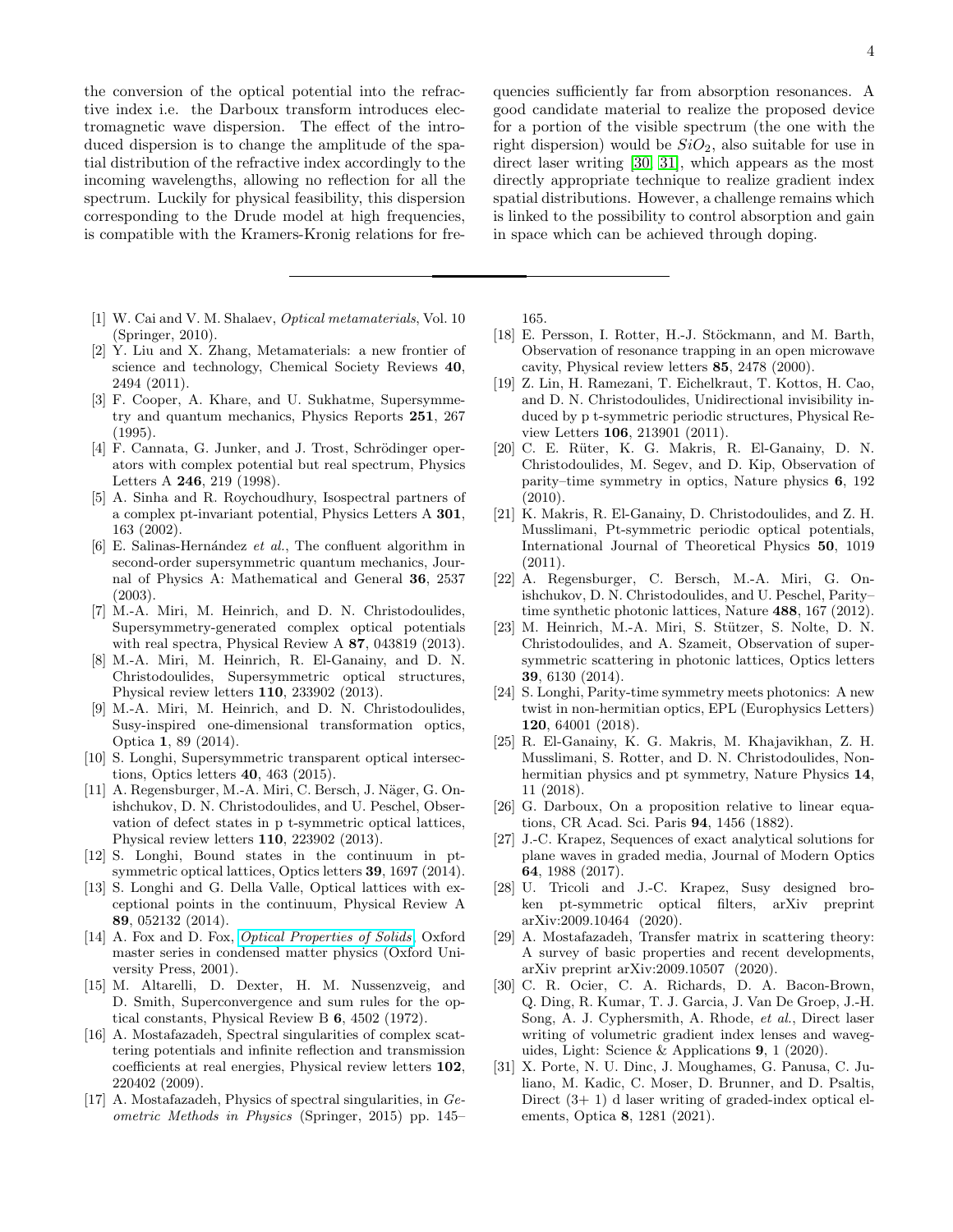the conversion of the optical potential into the refractive index i.e. the Darboux transform introduces electromagnetic wave dispersion. The effect of the introduced dispersion is to change the amplitude of the spatial distribution of the refractive index accordingly to the incoming wavelengths, allowing no reflection for all the spectrum. Luckily for physical feasibility, this dispersion corresponding to the Drude model at high frequencies, is compatible with the Kramers-Kronig relations for frequencies sufficiently far from absorption resonances. A good candidate material to realize the proposed device for a portion of the visible spectrum (the one with the right dispersion) would be $SiO_2$, also suitable for use in direct laser writing [30, 31], which appears as the most directly appropriate technique to realize gradient index spatial distributions. However, a challenge remains which is linked to the possibility to control absorption and gain in space which can be achieved through doping.

---

[1] W. Cai and V. M. Shalaev, *Optical metamaterials*, Vol. 10 (Springer, 2010).

[2] Y. Liu and X. Zhang, Metamaterials: a new frontier of science and technology, Chemical Society Reviews **40**, 2494 (2011).

[3] F. Cooper, A. Khare, and U. Sukhatme, Supersymmetry and quantum mechanics, Physics Reports **251**, 267 (1995).

[4] F. Cannata, G. Junker, and J. Trost, Schrödinger operators with complex potential but real spectrum, Physics Letters A **246**, 219 (1998).

[5] A. Sinha and R. Roychoudhury, Isospectral partners of a complex pt-invariant potential, Physics Letters A **301**, 163 (2002).

[6] E. Salinas-Hernández *et al.*, The confluent algorithm in second-order supersymmetric quantum mechanics, Journal of Physics A: Mathematical and General **36**, 2537 (2003).

[7] M.-A. Miri, M. Heinrich, and D. N. Christodoulides, Supersymmetry-generated complex optical potentials with real spectra, Physical Review A **87**, 043819 (2013).

[8] M.-A. Miri, M. Heinrich, R. El-Ganainy, and D. N. Christodoulides, Supersymmetric optical structures, Physical review letters **110**, 233902 (2013).

[9] M.-A. Miri, M. Heinrich, and D. N. Christodoulides, Susy-inspired one-dimensional transformation optics, Optica **1**, 89 (2014).

[10] S. Longhi, Supersymmetric transparent optical intersections, Optics letters **40**, 463 (2015).

[11] A. Regensburger, M.-A. Miri, C. Bersch, J. Näger, G. Onishchukov, D. N. Christodoulides, and U. Peschel, Observation of defect states in p t-symmetric optical lattices, Physical review letters **110**, 223902 (2013).

[12] S. Longhi, Bound states in the continuum in pt-symmetric optical lattices, Optics letters **39**, 1697 (2014).

[13] S. Longhi and G. Della Valle, Optical lattices with exceptional points in the continuum, Physical Review A **89**, 052132 (2014).

[14] A. Fox and D. Fox, *Optical Properties of Solids*, Oxford master series in condensed matter physics (Oxford University Press, 2001).

[15] M. Altarelli, D. Dexter, H. M. Nussenzveig, and D. Smith, Superconvergence and sum rules for the optical constants, Physical Review B **6**, 4502 (1972).

[16] A. Mostafazadeh, Spectral singularities of complex scattering potentials and infinite reflection and transmission coefficients at real energies, Physical review letters **102**, 220402 (2009).

[17] A. Mostafazadeh, Physics of spectral singularities, in *Geometric Methods in Physics* (Springer, 2015) pp. 145–165.

[18] E. Persson, I. Rotter, H.-J. Stöckmann, and M. Barth, Observation of resonance trapping in an open microwave cavity, Physical review letters **85**, 2478 (2000).

[19] Z. Lin, H. Ramezani, T. Eichelkraut, T. Kottos, H. Cao, and D. N. Christodoulides, Unidirectional invisibility induced by p t-symmetric periodic structures, Physical Review Letters **106**, 213901 (2011).

[20] C. E. Rüter, K. G. Makris, R. El-Ganainy, D. N. Christodoulides, M. Segev, and D. Kip, Observation of parity–time symmetry in optics, Nature physics **6**, 192 (2010).

[21] K. Makris, R. El-Ganainy, D. Christodoulides, and Z. H. Musslimani, Pt-symmetric periodic optical potentials, International Journal of Theoretical Physics **50**, 1019 (2011).

[22] A. Regensburger, C. Bersch, M.-A. Miri, G. Onishchukov, D. N. Christodoulides, and U. Peschel, Parity–time synthetic photonic lattices, Nature **488**, 167 (2012).

[23] M. Heinrich, M.-A. Miri, S. Stützer, S. Nolte, D. N. Christodoulides, and A. Szameit, Observation of supersymmetric scattering in photonic lattices, Optics letters **39**, 6130 (2014).

[24] S. Longhi, Parity-time symmetry meets photonics: A new twist in non-hermitian optics, EPL (Europhysics Letters) **120**, 64001 (2018).

[25] R. El-Ganainy, K. G. Makris, M. Khajavikhan, Z. H. Musslimani, S. Rotter, and D. N. Christodoulides, Non-hermitian physics and pt symmetry, Nature Physics **14**, 11 (2018).

[26] G. Darboux, On a proposition relative to linear equations, CR Acad. Sci. Paris **94**, 1456 (1882).

[27] J.-C. Krapez, Sequences of exact analytical solutions for plane waves in graded media, Journal of Modern Optics **64**, 1988 (2017).

[28] U. Tricoli and J.-C. Krapez, Susy designed broken pt-symmetric optical filters, arXiv preprint arXiv:2009.10464 (2020).

[29] A. Mostafazadeh, Transfer matrix in scattering theory: A survey of basic properties and recent developments, arXiv preprint arXiv:2009.10507 (2020).

[30] C. R. Ocier, C. A. Richards, D. A. Bacon-Brown, Q. Ding, R. Kumar, T. J. Garcia, J. Van De Groep, J.-H. Song, A. J. Cyphersmith, A. Rhode, *et al.*, Direct laser writing of volumetric gradient index lenses and waveguides, Light: Science & Applications **9**, 1 (2020).

[31] X. Porte, N. U. Dinc, J. Moughames, G. Panusa, C. Juliano, M. Kadic, C. Moser, D. Brunner, and D. Psaltis, Direct (3+ 1) d laser writing of graded-index optical elements, Optica **8**, 1281 (2021).